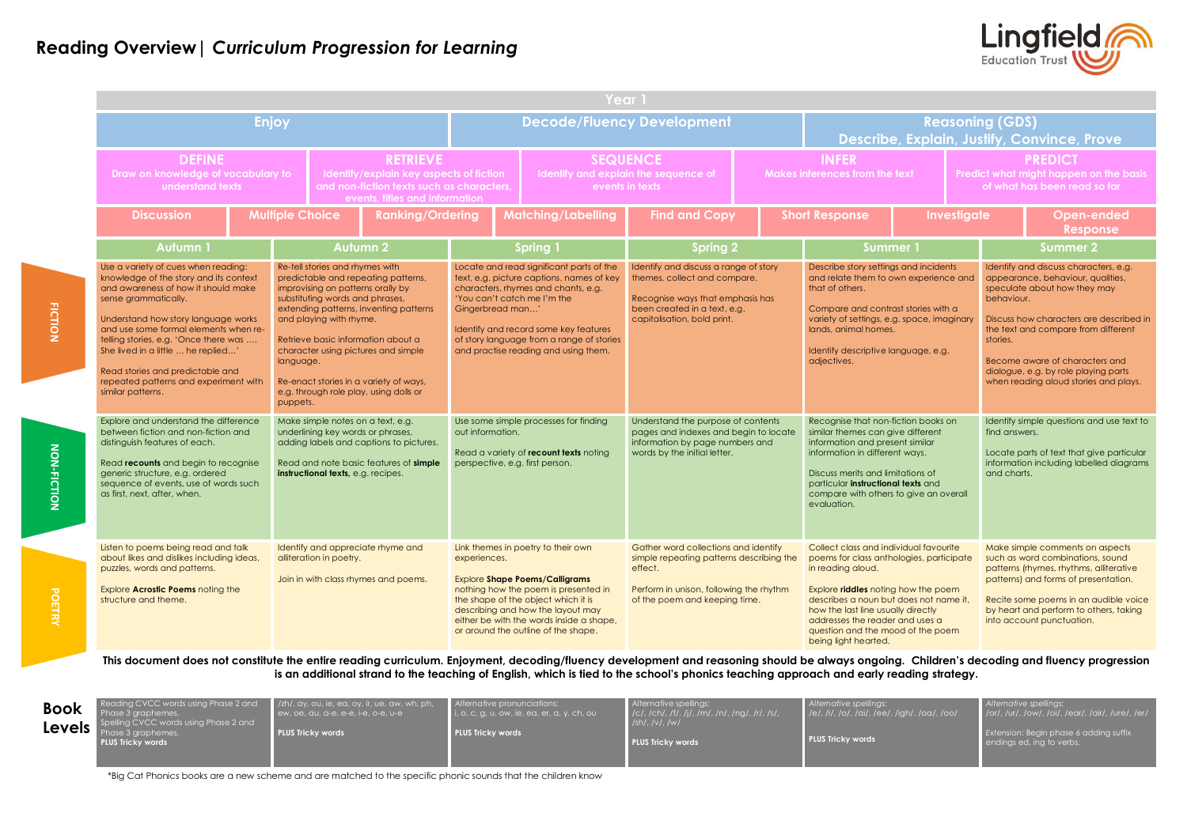# Reading Overview | *Curriculum Progression for Learning*

Lingfield Education Trust

## Year 1

| Enjoy | Decode/Fluency Development | Reasoning (GDS) Describe, Explain, Justify, Convince, Prove |
|---|---|---|

| DEFINE | RETRIEVE | SEQUENCE | INFER | PREDICT |
|---|---|---|---|---|
| Draw on knowledge of vocabulary to understand texts | Identify/explain key aspects of fiction and non-fiction texts such as characters, events, titles and information | Identify and explain the sequence of events in texts | Makes inferences from the text | Predict what might happen on the basis of what has been read so far |

| Discussion | Multiple Choice | Ranking/Ordering | Matching/Labelling | Find and Copy | Short Response | Investigate | Open-ended Response |
|---|---|---|---|---|---|---|---|

| | Autumn 1 | Autumn 2 | Spring 1 | Spring 2 | Summer 1 | Summer 2 |
|---|---|---|---|---|---|---|
| **FICTION** | Use a variety of cues when reading: knowledge of the story and its context and awareness of how it should make sense grammatically.<br><br>Understand how story language works and use some formal elements when re-telling stories, e.g. 'Once there was …. She lived in a little … he replied…'<br><br>Read stories and predictable and repeated patterns and experiment with similar patterns. | Re-tell stories and rhymes with predictable and repeating patterns, improvising on patterns orally by substituting words and phrases, extending patterns, inventing patterns and playing with rhyme.<br><br>Retrieve basic information about a character using pictures and simple language.<br><br>Re-enact stories in a variety of ways, e.g. through role play, using dolls or puppets. | Locate and read significant parts of the text, e.g. picture captions, names of key characters, rhymes and chants, e.g. 'You can't catch me I'm the Gingerbread man…'<br><br>Identify and record some key features of story language from a range of stories and practise reading and using them. | Identify and discuss a range of story themes, collect and compare.<br><br>Recognise ways that emphasis has been created in a text, e.g. capitalisation, bold print. | Describe story settings and incidents and relate them to own experience and that of others.<br><br>Compare and contrast stories with a variety of settings, e.g. space, imaginary lands, animal homes.<br><br>Identify descriptive language, e.g. adjectives. | Identify and discuss characters, e.g. appearance, behaviour, qualities, speculate about how they may behaviour.<br><br>Discuss how characters are described in the text and compare from different stories.<br><br>Become aware of characters and dialogue, e.g. by role playing parts when reading aloud stories and plays. |
| **NON-FICTION** | Explore and understand the difference between fiction and non-fiction and distinguish features of each.<br><br>Read **recounts** and begin to recognise generic structure, e.g. ordered sequence of events, use of words such as first, next, after, when. | Make simple notes on a text, e.g. underlining key words or phrases, adding labels and captions to pictures.<br><br>Read and note basic features of **simple instructional texts**, e.g. recipes. | Use some simple processes for finding out information.<br><br>Read a variety of **recount texts** noting perspective, e.g. first person. | Understand the purpose of contents pages and indexes and begin to locate information by page numbers and words by the initial letter. | Recognise that non-fiction books on similar themes can give different information and present similar information in different ways.<br><br>Discuss merits and limitations of particular **instructional texts** and compare with others to give an overall evaluation. | Identify simple questions and use text to find answers.<br><br>Locate parts of text that give particular information including labelled diagrams and charts. |
| **POETRY** | Listen to poems being read and talk about likes and dislikes including ideas, puzzles, words and patterns.<br><br>Explore **Acrostic Poems** noting the structure and theme. | Identify and appreciate rhyme and alliteration in poetry.<br><br>Join in with class rhymes and poems. | Link themes in poetry to their own experiences.<br><br>Explore **Shape Poems/Calligrams** nothing how the poem is presented in the shape of the object which it is describing and how the layout may either be with the words inside a shape, or around the outline of the shape. | Gather word collections and identify simple repeating patterns describing the effect.<br><br>Perform in unison, following the rhythm of the poem and keeping time. | Collect class and individual favourite poems for class anthologies, participate in reading aloud.<br><br>Explore **riddles** noting how the poem describes a noun but does not name it, how the last line usually directly addresses the reader and uses a question and the mood of the poem being light hearted. | Make simple comments on aspects such as word combinations, sound patterns (rhymes, rhythms, alliterative patterns) and forms of presentation.<br><br>Recite some poems in an audible voice by heart and perform to others, taking into account punctuation. |

**This document does not constitute the entire reading curriculum. Enjoyment, decoding/fluency development and reasoning should be always ongoing. Children's decoding and fluency progression is an additional strand to the teaching of English, which is tied to the school's phonics teaching approach and early reading strategy.**

| Book Levels | | | | | |
|---|---|---|---|---|---|
| Reading CVCC words using Phase 2 and Phase 3 graphemes.<br>Spelling CVCC words using Phase 2 and Phase 3 graphemes.<br>**PLUS Tricky words** | /zh/, ay, ou, ie, ea, oy, ir, ue, aw, wh, ph, ew, oe, au, a-e, e-e, i-e, o-e, u-e<br><br>**PLUS Tricky words** | Alternative pronunciations:<br>i, o, c, g, u, ow, ie, ea, er, a, y, ch, ou<br><br>**PLUS Tricky words** | Alternative spellings:<br>/c/, /ch/, /f/, /j/, /m/, /n/, /ng/, /r/, /s/, /sh/, /v/, /w/<br><br>**PLUS Tricky words** | *Alternative spellings:*<br>/e/, /i/, /o/, /ai/, /ee/, /igh/, /oa/, /oo/<br><br>**PLUS Tricky words** | *Alternative spellings:*<br>/or/, /ur/, /ow/, /oi/, /ear/, /air/, /ure/, /er/<br><br>*Extension:* Begin phase 6 adding suffix endings ed, ing to verbs. |

*Big Cat Phonics books are a new scheme and are matched to the specific phonic sounds that the children know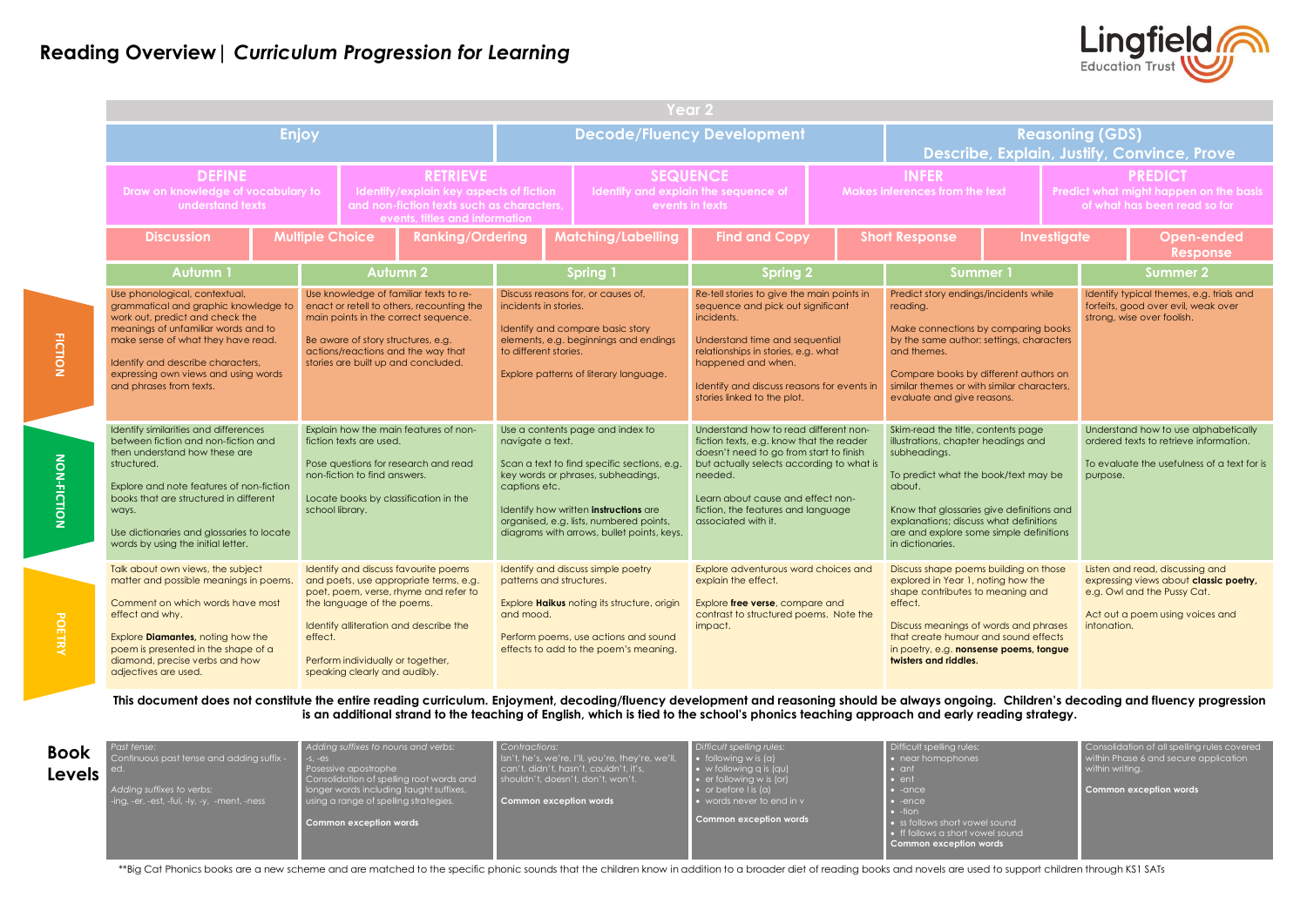# Reading Overview | *Curriculum Progression for Learning*

Lingfield Education Trust

## Year 2

| Enjoy | Decode/Fluency Development | Reasoning (GDS) Describe, Explain, Justify, Convince, Prove |
|---|---|---|

| DEFINE<br>Draw on knowledge of vocabulary to understand texts | RETRIEVE<br>Identify/explain key aspects of fiction and non-fiction texts such as characters, events, titles and information | SEQUENCE<br>Identify and explain the sequence of events in texts | INFER<br>Makes inferences from the text | PREDICT<br>Predict what might happen on the basis of what has been read so far |
|---|---|---|---|---|

Discussion | Multiple Choice | Ranking/Ordering | Matching/Labelling | Find and Copy | Short Response | Investigate | Open-ended Response

| | Autumn 1 | Autumn 2 | Spring 1 | Spring 2 | Summer 1 | Summer 2 |
|---|---|---|---|---|---|---|
| **FICTION** | Use phonological, contextual, grammatical and graphic knowledge to work out, predict and check the meanings of unfamiliar words and to make sense of what they have read.<br><br>Identify and describe characters, expressing own views and using words and phrases from texts. | Use knowledge of familiar texts to re-enact or retell to others, recounting the main points in the correct sequence.<br><br>Be aware of story structures, e.g. actions/reactions and the way that stories are built up and concluded. | Discuss reasons for, or causes of, incidents in stories.<br><br>Identify and compare basic story elements, e.g. beginnings and endings to different stories.<br><br>Explore patterns of literary language. | Re-tell stories to give the main points in sequence and pick out significant incidents.<br><br>Understand time and sequential relationships in stories, e.g. what happened and when.<br><br>Identify and discuss reasons for events in stories linked to the plot. | Predict story endings/incidents while reading.<br><br>Make connections by comparing books by the same author: settings, characters and themes.<br><br>Compare books by different authors on similar themes or with similar characters, evaluate and give reasons. | Identify typical themes, e.g. trials and forfeits, good over evil, weak over strong, wise over foolish. |
| **NON-FICTION** | Identify similarities and differences between fiction and non-fiction and then understand how these are structured.<br><br>Explore and note features of non-fiction books that are structured in different ways.<br><br>Use dictionaries and glossaries to locate words by using the initial letter. | Explain how the main features of non-fiction texts are used.<br><br>Pose questions for research and read non-fiction to find answers.<br><br>Locate books by classification in the school library. | Use a contents page and index to navigate a text.<br><br>Scan a text to find specific sections, e.g. key words or phrases, subheadings, captions etc.<br><br>Identify how written **instructions** are organised, e.g. lists, numbered points, diagrams with arrows, bullet points, keys. | Understand how to read different non-fiction texts, e.g. know that the reader doesn't need to go from start to finish but actually selects according to what is needed.<br><br>Learn about cause and effect non-fiction, the features and language associated with it. | Skim-read the title, contents page illustrations, chapter headings and subheadings.<br><br>To predict what the book/text may be about.<br><br>Know that glossaries give definitions and explanations; discuss what definitions are and explore some simple definitions in dictionaries. | Understand how to use alphabetically ordered texts to retrieve information.<br><br>To evaluate the usefulness of a text for its purpose. |
| **POETRY** | Talk about own views, the subject matter and possible meanings in poems.<br><br>Comment on which words have most effect and why.<br><br>Explore **Diamantes,** noting how the poem is presented in the shape of a diamond, precise verbs and how adjectives are used. | Identify and discuss favourite poems and poets, use appropriate terms, e.g. poet, poem, verse, rhyme and refer to the language of the poems.<br><br>Identify alliteration and describe the effect.<br><br>Perform individually or together, speaking clearly and audibly. | Identify and discuss simple poetry patterns and structures.<br><br>Explore **Haikus** noting its structure, origin and mood.<br><br>Perform poems, use actions and sound effects to add to the poem's meaning. | Explore adventurous word choices and explain the effect.<br><br>Explore **free verse**, compare and contrast to structured poems. Note the impact. | Discuss shape poems building on those explored in Year 1, noting how the shape contributes to meaning and effect.<br><br>Discuss meanings of words and phrases that create humour and sound effects in poetry, e.g. **nonsense poems, tongue twisters and riddles.** | Listen and read, discussing and expressing views about **classic poetry,** e.g. Owl and the Pussy Cat.<br><br>Act out a poem using voices and intonation. |

**This document does not constitute the entire reading curriculum. Enjoyment, decoding/fluency development and reasoning should be always ongoing. Children's decoding and fluency progression is an additional strand to the teaching of English, which is tied to the school's phonics teaching approach and early reading strategy.**

| **Book Levels** | | | | | | |
|---|---|---|---|---|---|---|
| | *Past tense:*<br>Continuous past tense and adding suffix -ed.<br><br>*Adding suffixes to verbs:*<br>-ing, -er, -est, -ful, -ly, -y, -ment, -ness | *Adding suffixes to nouns and verbs:*<br>-s, -es<br>Possessive apostrophe<br>Consolidation of spelling root words and longer words including taught suffixes, using a range of spelling strategies.<br><br>**Common exception words** | *Contractions:*<br>Isn't, he's, we're, I'll, you're, they're, we'll, can't, didn't, hasn't, couldn't, it's, shouldn't, doesn't, don't, won't.<br><br>**Common exception words** | *Difficult spelling rules:*<br>• following w is (a)<br>• w following q is (qu)<br>• er following w is (or)<br>• or before l is (a)<br>• words never to end in v<br><br>**Common exception words** | Difficult spelling rules:<br>• near homophones<br>• ant<br>• ent<br>• -ance<br>• -ence<br>• -tion<br>• ss follows short vowel sound<br>• ff follows a short vowel sound<br>**Common exception words** | Consolidation of all spelling rules covered within Phase 6 and secure application within writing.<br><br>**Common exception words** |

**Big Cat Phonics books are a new scheme and are matched to the specific phonic sounds that the children know in addition to a broader diet of reading books and novels are used to support children through KS1 SATs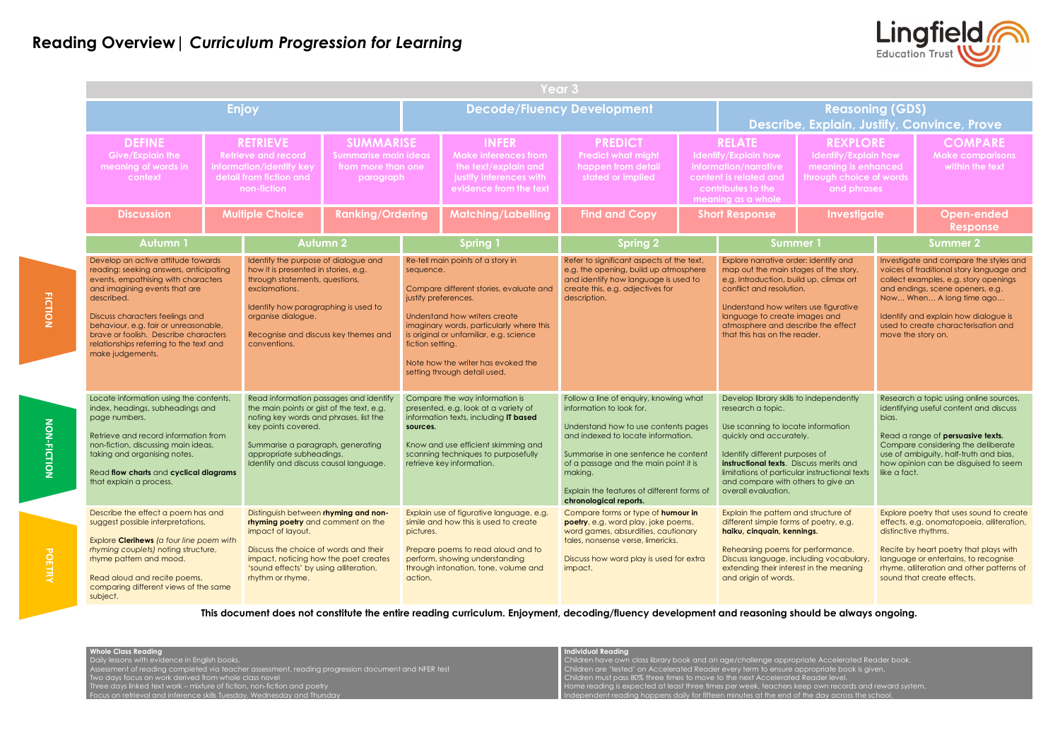# Reading Overview | *Curriculum Progression for Learning*

## Year 3

| Enjoy | | | Decode/Fluency Development | | Reasoning (GDS) Describe, Explain, Justify, Convince, Prove | | |
|---|---|---|---|---|---|---|---|
| **DEFINE** Give/Explain the meaning of words in context | **RETRIEVE** Retrieve and record information/identify key detail from fiction and non-fiction | **SUMMARISE** Summarise main ideas from more than one paragraph | **INFER** Make inferences from the text/explain and justify inferences with evidence from the text | **PREDICT** Predict what might happen from detail stated or implied | **RELATE** Identify/Explain how information/narrative content is related and contributes to the meaning as a whole | **REXPLORE** Identify/Explain how meaning is enhanced through choice of words and phrases | **COMPARE** Make comparisons within the text |
| Discussion | Multiple Choice | Ranking/Ordering | Matching/Labelling | Find and Copy | Short Response | Investigate | Open-ended Response |

| | Autumn 1 | Autumn 2 | Spring 1 | Spring 2 | Summer 1 | Summer 2 |
|---|---|---|---|---|---|---|
| **FICTION** | Develop an active attitude towards reading: seeking answers, anticipating events, empathising with characters and imagining events that are described.<br><br>Discuss characters feelings and behaviour, e.g. fair or unreasonable, brave or foolish. Describe characters relationships referring to the text and make judgements. | Identify the purpose of dialogue and how it is presented in stories, e.g. through statements, questions, exclamations.<br><br>Identify how paragraphing is used to organise dialogue.<br><br>Recognise and discuss key themes and conventions. | Re-tell main points of a story in sequence.<br><br>Compare different stories, evaluate and justify preferences.<br><br>Understand how writers create imaginary words, particularly where this is original or unfamiliar, e.g. science fiction setting.<br><br>Note how the writer has evoked the setting through detail used. | Refer to significant aspects of the text, e.g. the opening, build up atmosphere and identify how language is used to create this, e.g. adjectives for description. | Explore narrative order: identify and map out the main stages of the story, e.g. Introduction, build up, climax ort conflict and resolution.<br><br>Understand how writers use figurative language to create images and atmosphere and describe the effect that this has on the reader. | Investigate and compare the styles and voices of traditional story language and collect examples, e.g. story openings and endings, scene openers, e.g. Now… When… A long time ago…<br><br>Identify and explain how dialogue is used to create characterisation and move the story on. |
| **NON-FICTION** | Locate information using the contents, index, headings, subheadings and page numbers.<br><br>Retrieve and record information from non-fiction, discussing main ideas, taking and organising notes.<br><br>Read **flow charts** and **cyclical diagrams** that explain a process. | Read information passages and identify the main points or gist of the text, e.g. noting key words and phrases, list the key points covered.<br><br>Summarise a paragraph, generating appropriate subheadings.<br>Identify and discuss causal language. | Compare the way information is presented, e.g. look at a variety of information texts, including **IT based sources.**<br><br>Know and use efficient skimming and scanning techniques to purposefully retrieve key information. | Follow a line of enquiry, knowing what information to look for.<br><br>Understand how to use contents pages and indexed to locate information.<br><br>Summarise in one sentence he content of a passage and the main point it is making.<br><br>Explain the features of different forms of **chronological reports.** | Develop library skills to independently research a topic.<br><br>Use scanning to locate information quickly and accurately.<br><br>Identify different purposes of **instructional texts.** Discuss merits and limitations of particular instructional texts and compare with others to give an overall evaluation. | Research a topic using online sources, identifying useful content and discuss bias.<br><br>Read a range of **persuasive texts.** Compare considering the deliberate use of ambiguity, half-truth and bias, how opinion can be disguised to seem like a fact. |
| **POETRY** | Describe the effect a poem has and suggest possible interpretations.<br><br>Explore **Clerihews** *(a four line poem with rhyming couplets)* noting structure, rhyme pattern and mood.<br><br>Read aloud and recite poems, comparing different views of the same subject. | Distinguish between **rhyming and non-rhyming poetry** and comment on the impact of layout.<br><br>Discuss the choice of words and their impact, noticing how the poet creates 'sound effects' by using alliteration, rhythm or rhyme. | Explain use of figurative language, e.g. simile and how this is used to create pictures.<br><br>Prepare poems to read aloud and to perform, showing understanding through intonation, tone, volume and action. | Compare forms or type of **humour in poetry**, e.g. word play, joke poems, word games, absurdities, cautionary tales, nonsense verse, limericks.<br><br>Discuss how word play is used for extra impact. | Explain the pattern and structure of different simple forms of poetry, e.g. **haiku, cinquain, kennings.**<br><br>Rehearsing poems for performance. Discuss language, including vocabulary, extending their interest in the meaning and origin of words. | Explore poetry that uses sound to create effects, e.g. onomatopoeia, alliteration, distinctive rhythms.<br><br>Recite by heart poetry that plays with language or entertains, to recognise rhyme, alliteration and other patterns of sound that create effects. |

**This document does not constitute the entire reading curriculum. Enjoyment, decoding/fluency development and reasoning should be always ongoing.**

**Whole Class Reading**
Daily lessons with evidence in English books.
Assessment of reading completed via teacher assessment, reading progression document and NFER test
Two days focus on work derived from whole class novel
Three days linked text work – mixture of fiction, non-fiction and poetry
Focus on retrieval and inference skills Tuesday, Wednesday and Thursday

**Individual Reading**
Children have own class library book and an age/challenge appropriate Accelerated Reader book.
Children are 'tested' on Accelerated Reader every term to ensure appropriate book is given.
Children must pass 80% three times to move to the next Accelerated Reader level.
Home reading is expected at least three times per week, teachers keep own records and reward system.
Independent reading happens daily for fifteen minutes at the end of the day across the school.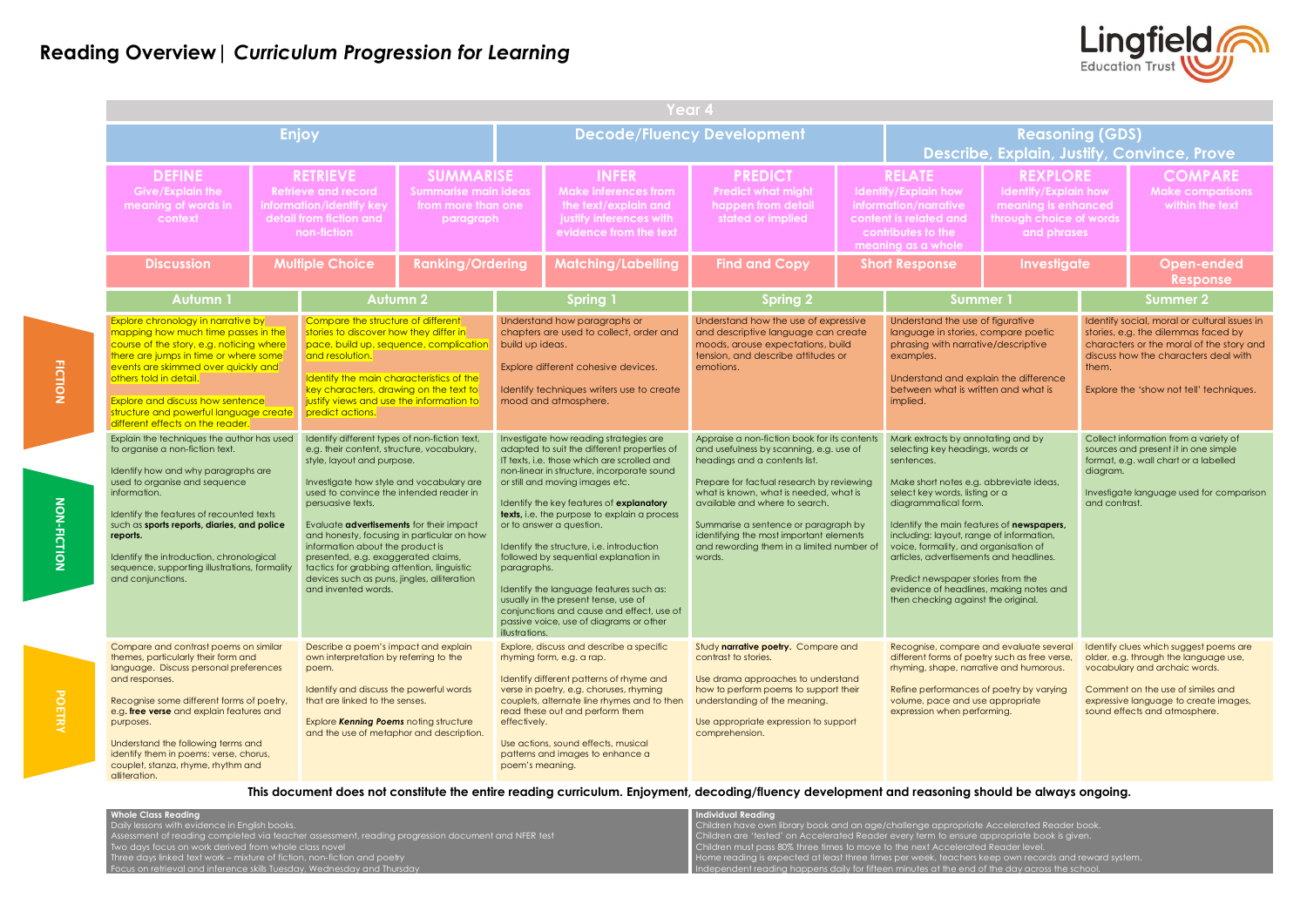# Reading Overview | *Curriculum Progression for Learning*

Lingfield Education Trust

## Year 4

| Enjoy | | | Decode/Fluency Development | | Reasoning (GDS) Describe, Explain, Justify, Convince, Prove | | |
|---|---|---|---|---|---|---|---|
| **DEFINE** Give/Explain the meaning of words in context | **RETRIEVE** Retrieve and record information/identify key detail from fiction and non-fiction | **SUMMARISE** Summarise main ideas from more than one paragraph | **INFER** Make inferences from the text/explain and justify inferences with evidence from the text | **PREDICT** Predict what might happen from detail stated or implied | **RELATE** Identify/Explain how information/narrative content is related and contributes to the meaning as a whole | **REXPLORE** Identify/Explain how meaning is enhanced through choice of words and phrases | **COMPARE** Make comparisons within the text |
| Discussion | Multiple Choice | Ranking/Ordering | Matching/Labelling | Find and Copy | Short Response | Investigate | Open-ended Response |

| | Autumn 1 | Autumn 2 | Spring 1 | Spring 2 | Summer 1 | Summer 2 |
|---|---|---|---|---|---|---|
| **FICTION** | Explore chronology in narrative by mapping how much time passes in the course of the story, e.g. noticing where there are jumps in time or where some events are skimmed over quickly and others told in detail.<br><br>Explore and discuss how sentence structure and powerful language create different effects on the reader. | Compare the structure of different stories to discover how they differ in pace, build up, sequence, complication and resolution.<br><br>Identify the main characteristics of the key characters, drawing on the text to justify views and use the information to predict actions. | Understand how paragraphs or chapters are used to collect, order and build up ideas.<br><br>Explore different cohesive devices.<br><br>Identify techniques writers use to create mood and atmosphere. | Understand how the use of expressive and descriptive language can create moods, arouse expectations, build tension, and describe attitudes or emotions. | Understand the use of figurative language in stories, compare poetic phrasing with narrative/descriptive examples.<br><br>Understand and explain the difference between what is written and what is implied. | Identify social, moral or cultural issues in stories, e.g. the dilemmas faced by characters or the moral of the story and discuss how the characters deal with them.<br><br>Explore the 'show not tell' techniques. |
| **NON-FICTION** | Explain the techniques the author has used to organise a non-fiction text.<br><br>Identify how and why paragraphs are used to organise and sequence information.<br><br>Identify the features of recounted texts such as **sports reports, diaries, and police reports.**<br><br>Identify the introduction, chronological sequence, supporting illustrations, formality and conjunctions. | Identify different types of non-fiction text, e.g. their content, structure, vocabulary, style, layout and purpose.<br><br>Investigate how style and vocabulary are used to convince the intended reader in persuasive texts.<br><br>Evaluate **advertisements** for their impact and honesty, focusing in particular on how information about the product is presented, e.g. exaggerated claims, tactics for grabbing attention, linguistic devices such as puns, jingles, alliteration and invented words. | Investigate how reading strategies are adapted to suit the different properties of IT texts, i.e. those which are scrolled and non-linear in structure, incorporate sound or still and moving images etc.<br><br>Identify the key features of **explanatory texts,** i.e. the purpose to explain a process or to answer a question.<br><br>Identify the structure, i.e. introduction followed by sequential explanation in paragraphs.<br><br>Identify the language features such as: usually in the present tense, use of conjunctions and cause and effect, use of passive voice, use of diagrams or other illustrations. | Appraise a non-fiction book for its contents and usefulness by scanning, e.g. use of headings and a contents list.<br><br>Prepare for factual research by reviewing what is known, what is needed, what is available and where to search.<br><br>Summarise a sentence or paragraph by identifying the most important elements and rewording them in a limited number of words. | Mark extracts by annotating and by selecting key headings, words or sentences.<br><br>Make short notes e.g. abbreviate ideas, select key words, listing or a diagrammatical form.<br><br>Identify the main features of **newspapers,** including: layout, range of information, voice, formality, and organisation of articles, advertisements and headlines.<br><br>Predict newspaper stories from the evidence of headlines, making notes and then checking against the original. | Collect information from a variety of sources and present it in one simple format, e.g. wall chart or a labelled diagram.<br><br>Investigate language used for comparison and contrast. |
| **POETRY** | Compare and contrast poems on similar themes, particularly their form and language. Discuss personal preferences and responses.<br><br>Recognise some different forms of poetry, e.g. **free verse** and explain features and purposes.<br><br>Understand the following terms and identify them in poems: verse, chorus, couplet, stanza, rhyme, rhythm and alliteration. | Describe a poem's impact and explain own interpretation by referring to the poem.<br><br>Identify and discuss the powerful words that are linked to the senses.<br><br>Explore ***Kenning Poems*** noting structure and the use of metaphor and description. | Explore, discuss and describe a specific rhyming form, e.g. a rap.<br><br>Identify different patterns of rhyme and verse in poetry, e.g. choruses, rhyming couplets, alternate line rhymes and to then read these out and perform them effectively.<br><br>Use actions, sound effects, musical patterns and images to enhance a poem's meaning. | Study **narrative poetry.** Compare and contrast to stories.<br><br>Use drama approaches to understand how to perform poems to support their understanding of the meaning.<br><br>Use appropriate expression to support comprehension. | Recognise, compare and evaluate several different forms of poetry such as free verse, rhyming, shape, narrative and humorous.<br><br>Refine performances of poetry by varying volume, pace and use appropriate expression when performing. | Identify clues which suggest poems are older, e.g. through the language use, vocabulary and archaic words.<br><br>Comment on the use of similes and expressive language to create images, sound effects and atmosphere. |

**This document does not constitute the entire reading curriculum. Enjoyment, decoding/fluency development and reasoning should be always ongoing.**

**Whole Class Reading**
Daily lessons with evidence in English books.
Assessment of reading completed via teacher assessment, reading progression document and NFER test
Two days focus on work derived from whole class novel
Three days linked text work – mixture of fiction, non-fiction and poetry
Focus on retrieval and inference skills Tuesday, Wednesday and Thursday

**Individual Reading**
Children have own library book and an age/challenge appropriate Accelerated Reader book.
Children are 'tested' on Accelerated Reader every term to ensure appropriate book is given.
Children must pass 80% three times to move to the next Accelerated Reader level.
Home reading is expected at least three times per week, teachers keep own records and reward system.
Independent reading happens daily for fifteen minutes at the end of the day across the school.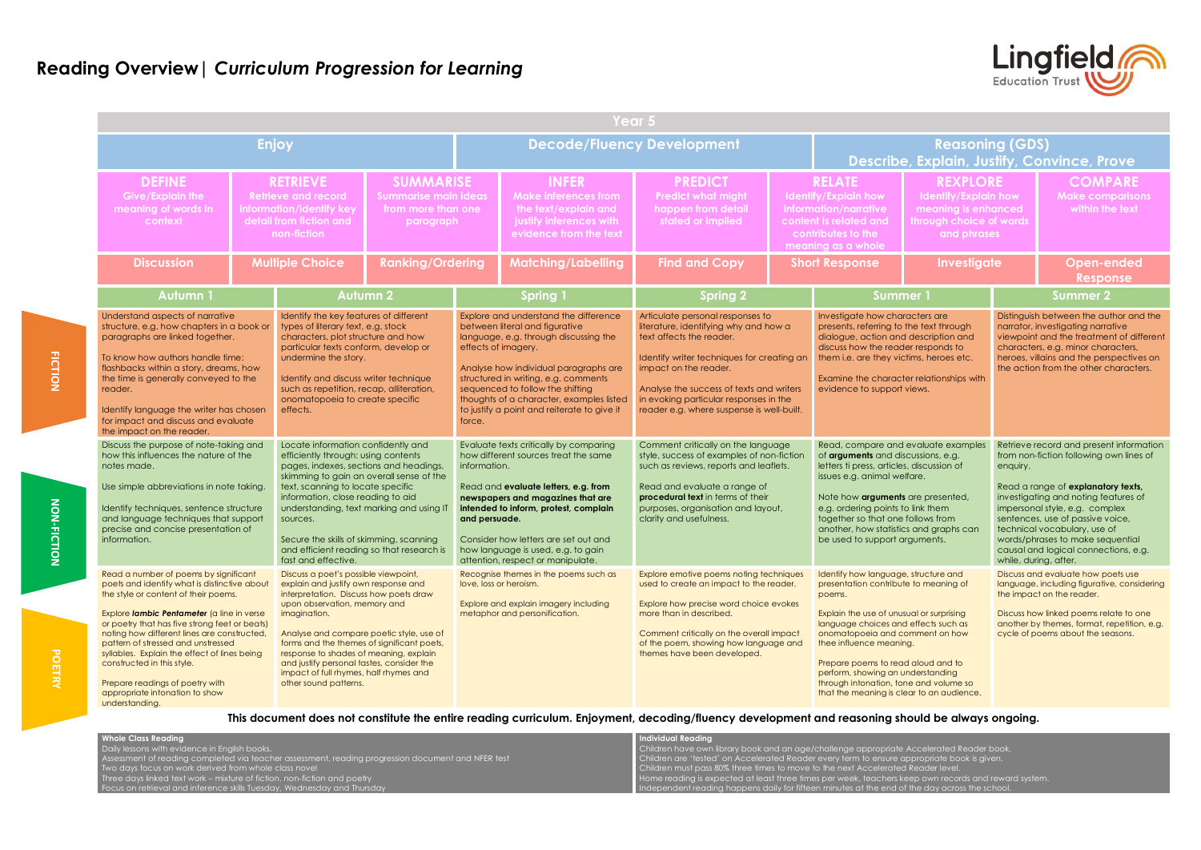# Reading Overview | *Curriculum Progression for Learning*

Lingfield Education Trust

## Year 5

| Enjoy | | | Decode/Fluency Development | | Reasoning (GDS) Describe, Explain, Justify, Convince, Prove | | |
|---|---|---|---|---|---|---|---|
| **DEFINE** Give/Explain the meaning of words in context | **RETRIEVE** Retrieve and record information/identify key detail from fiction and non-fiction | **SUMMARISE** Summarise main ideas from more than one paragraph | **INFER** Make inferences from the text/explain and justify inferences with evidence from the text | **PREDICT** Predict what might happen from detail stated or implied | **RELATE** Identify/Explain how information/narrative content is related and contributes to the meaning as a whole | **REXPLORE** Identify/Explain how meaning is enhanced through choice of words and phrases | **COMPARE** Make comparisons within the text |
| Discussion | Multiple Choice | Ranking/Ordering | Matching/Labelling | Find and Copy | Short Response | Investigate | Open-ended Response |

| | Autumn 1 | Autumn 2 | Spring 1 | Spring 2 | Summer 1 | Summer 2 |
|---|---|---|---|---|---|---|
| **FICTION** | Understand aspects of narrative structure, e.g. how chapters in a book or paragraphs are linked together.<br><br>To know how authors handle time: flashbacks within a story, dreams, how the time is generally conveyed to the reader.<br><br>Identify language the writer has chosen for impact and discuss and evaluate the impact on the reader. | Identify the key features of different types of literary text, e.g. stock characters, plot structure and how particular texts conform, develop or undermine the story.<br><br>Identify and discuss writer technique such as repetition, recap, alliteration, onomatopoeia to create specific effects. | Explore and understand the difference between literal and figurative language, e.g. through discussing the effects of imagery.<br><br>Analyse how individual paragraphs are structured in writing, e.g. comments sequenced to follow the shifting thoughts of a character, examples listed to justify a point and reiterate to give it force. | Articulate personal responses to literature, identifying why and how a text affects the reader.<br><br>Identify writer techniques for creating an impact on the reader.<br><br>Analyse the success of texts and writers in evoking particular responses in the reader e.g. where suspense is well-built. | Investigate how characters are presents, referring to the text through dialogue, action and description and discuss how the reader responds to them i.e. are they victims, heroes etc.<br><br>Examine the character relationships with evidence to support views. | Distinguish between the author and the narrator, investigating narrative viewpoint and the treatment of different characters, e.g. minor characters, heroes, villains and the perspectives on the action from the other characters. |
| **NON-FICTION** | Discuss the purpose of note-taking and how this influences the nature of the notes made.<br><br>Use simple abbreviations in note taking.<br><br>Identify techniques, sentence structure and language techniques that support precise and concise presentation of information. | Locate information confidently and efficiently through: using contents pages, indexes, sections and headings, skimming to gain an overall sense of the text, scanning to locate specific information, close reading to aid understanding, text marking and using IT sources.<br><br>Secure the skills of skimming, scanning and efficient reading so that research is fast and effective. | Evaluate texts critically by comparing how different sources treat the same information.<br><br>Read and **evaluate letters, e.g. from newspapers and magazines that are intended to inform, protest, complain and persuade.**<br><br>Consider how letters are set out and how language is used, e.g. to gain attention, respect or manipulate. | Comment critically on the language style, success of examples of non-fiction such as reviews, reports and leaflets.<br><br>Read and evaluate a range of **procedural text** in terms of their purposes, organisation and layout, clarity and usefulness. | Read, compare and evaluate examples of **arguments** and discussions, e.g. letters ti press, articles, discussion of issues e.g. animal welfare.<br><br>Note how **arguments** are presented, e.g. ordering points to link them together so that one follows from another, how statistics and graphs can be used to support arguments. | Retrieve record and present information from non-fiction following own lines of enquiry.<br><br>Read a range of **explanatory texts,** investigating and noting features of impersonal style, e.g. complex sentences, use of passive voice, technical vocabulary, use of words/phrases to make sequential causal and logical connections, e.g. while, during, after. |
| **POETRY** | Read a number of poems by significant poets and identify what is distinctive about the style or content of their poems.<br><br>Explore ***Iambic Pentameter*** (a line in verse or poetry that has five strong feet or beats) noting how different lines are constructed, pattern of stressed and unstressed syllables. Explain the effect of lines being constructed in this style.<br><br>Prepare readings of poetry with appropriate intonation to show understanding. | Discuss a poet's possible viewpoint, explain and justify own response and interpretation. Discuss how poets draw upon observation, memory and imagination.<br><br>Analyse and compare poetic style, use of forms and the themes of significant poets, response to shades of meaning, explain and justify personal tastes, consider the impact of full rhymes, half rhymes and other sound patterns. | Recognise themes in the poems such as love, loss or heroism.<br><br>Explore and explain imagery including metaphor and personification. | Explore emotive poems noting techniques used to create an impact to the reader.<br><br>Explore how precise word choice evokes more than in described.<br><br>Comment critically on the overall impact of the poem, showing how language and themes have been developed. | Identify how language, structure and presentation contribute to meaning of poems.<br><br>Explain the use of unusual or surprising language choices and effects such as onomatopoeia and comment on how thee influence meaning.<br><br>Prepare poems to read aloud and to perform, showing an understanding through intonation, tone and volume so that the meaning is clear to an audience. | Discuss and evaluate how poets use language, including figurative, considering the impact on the reader.<br><br>Discuss how linked poems relate to one another by themes, format, repetition, e.g. cycle of poems about the seasons. |

**This document does not constitute the entire reading curriculum. Enjoyment, decoding/fluency development and reasoning should be always ongoing.**

| Whole Class Reading | Individual Reading |
|---|---|
| Daily lessons with evidence in English books.<br>Assessment of reading completed via teacher assessment, reading progression document and NFER test<br>Two days focus on work derived from whole class novel<br>Three days linked text work – mixture of fiction, non-fiction and poetry<br>Focus on retrieval and inference skills Tuesday, Wednesday and Thursday | Children have own library book and an age/challenge appropriate Accelerated Reader book.<br>Children are 'tested' on Accelerated Reader every term to ensure appropriate book is given.<br>Children must pass 80% three times to move to the next Accelerated Reader level.<br>Home reading is expected at least three times per week, teachers keep own records and reward system.<br>Independent reading happens daily for fifteen minutes at the end of the day across the school. |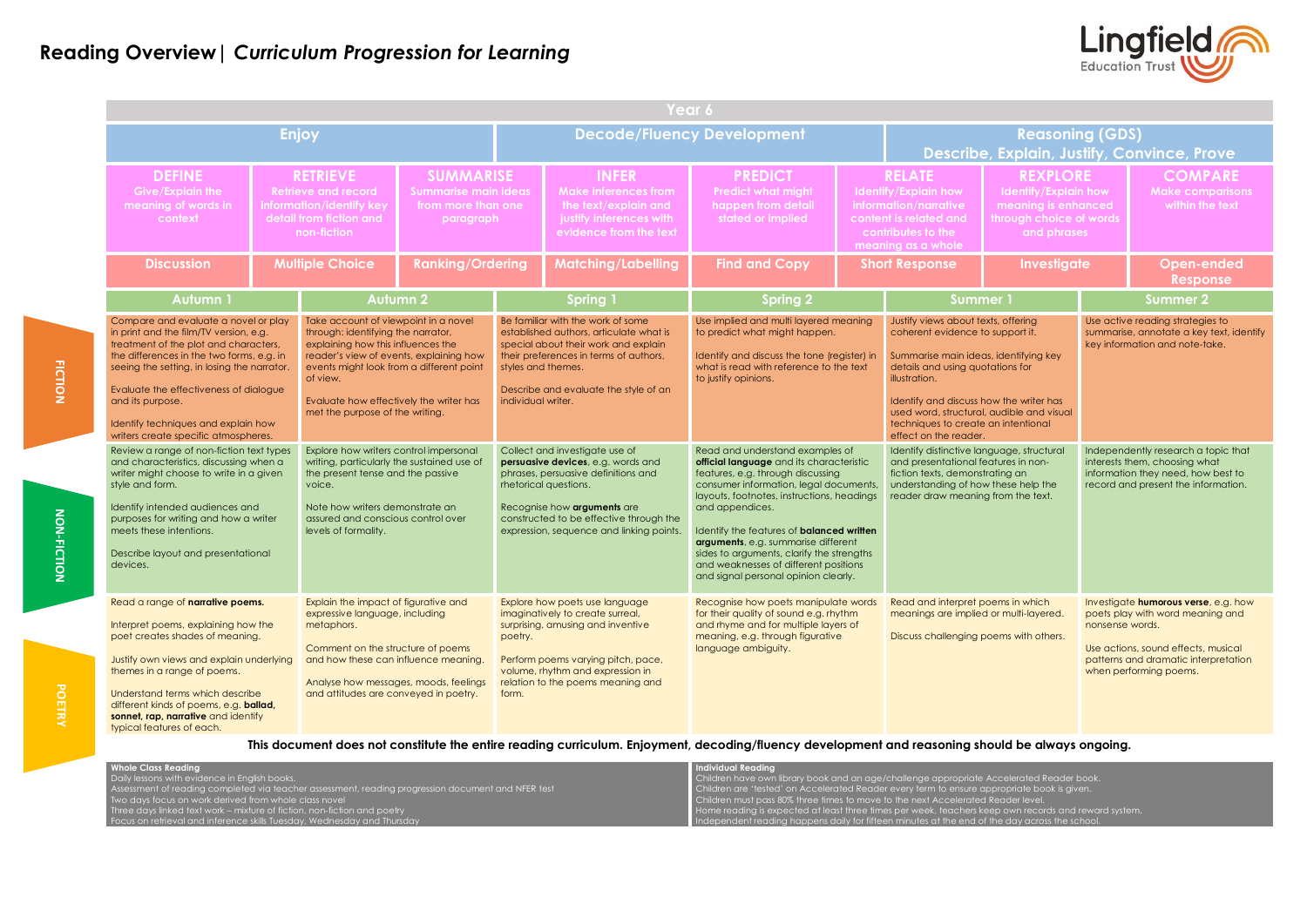# Reading Overview | *Curriculum Progression for Learning*

Lingfield Education Trust

## Year 6

| Enjoy | | | Decode/Fluency Development | | | Reasoning (GDS) Describe, Explain, Justify, Convince, Prove | | |
|---|---|---|---|---|---|---|---|---|
| **DEFINE** Give/Explain the meaning of words in context | **RETRIEVE** Retrieve and record information/identify key detail from fiction and non-fiction | **SUMMARISE** Summarise main ideas from more than one paragraph | **INFER** Make inferences from the text/explain and justify inferences with evidence from the text | **PREDICT** Predict what might happen from detail stated or implied | **RELATE** Identify/Explain how information/narrative content is related and contributes to the meaning as a whole | **REXPLORE** Identify/Explain how meaning is enhanced through choice of words and phrases | **COMPARE** Make comparisons within the text | |
| Discussion | Multiple Choice | Ranking/Ordering | Matching/Labelling | Find and Copy | Short Response | Investigate | Open-ended Response | |

| | Autumn 1 | Autumn 2 | Spring 1 | Spring 2 | Summer 1 | Summer 2 |
|---|---|---|---|---|---|---|
| **FICTION** | Compare and evaluate a novel or play in print and the film/TV version, e.g. treatment of the plot and characters, the differences in the two forms, e.g. in seeing the setting, in losing the narrator.<br><br>Evaluate the effectiveness of dialogue and its purpose.<br><br>Identify techniques and explain how writers create specific atmospheres. | Take account of viewpoint in a novel through: identifying the narrator, explaining how this influences the reader's view of events, explaining how events might look from a different point of view.<br><br>Evaluate how effectively the writer has met the purpose of the writing. | Be familiar with the work of some established authors, articulate what is special about their work and explain their preferences in terms of authors, styles and themes.<br><br>Describe and evaluate the style of an individual writer. | Use implied and multi layered meaning to predict what might happen.<br><br>Identify and discuss the tone (register) in what is read with reference to the text to justify opinions. | Justify views about texts, offering coherent evidence to support it.<br><br>Summarise main ideas, identifying key details and using quotations for illustration.<br><br>Identify and discuss how the writer has used word, structural, audible and visual techniques to create an intentional effect on the reader. | Use active reading strategies to summarise, annotate a key text, identify key information and note-take. |
| **NON-FICTION** | Review a range of non-fiction text types and characteristics, discussing when a writer might choose to write in a given style and form.<br><br>Identify intended audiences and purposes for writing and how a writer meets these intentions.<br><br>Describe layout and presentational devices. | Explore how writers control impersonal writing, particularly the sustained use of the present tense and the passive voice.<br><br>Note how writers demonstrate an assured and conscious control over levels of formality. | Collect and investigate use of **persuasive devices**, e.g. words and phrases, persuasive definitions and rhetorical questions.<br><br>Recognise how **arguments** are constructed to be effective through the expression, sequence and linking points. | Read and understand examples of **official language** and its characteristic features, e.g. through discussing consumer information, legal documents, layouts, footnotes, instructions, headings and appendices.<br><br>Identify the features of **balanced written arguments**, e.g. summarise different sides to arguments, clarify the strengths and weaknesses of different positions and signal personal opinion clearly. | Identify distinctive language, structural and presentational features in non-fiction texts, demonstrating an understanding of how these help the reader draw meaning from the text. | Independently research a topic that interests them, choosing what information they need, how best to record and present the information. |
| **POETRY** | Read a range of **narrative poems.**<br><br>Interpret poems, explaining how the poet creates shades of meaning.<br><br>Justify own views and explain underlying themes in a range of poems.<br><br>Understand terms which describe different kinds of poems, e.g. **ballad, sonnet, rap, narrative** and identify typical features of each. | Explain the impact of figurative and expressive language, including metaphors.<br><br>Comment on the structure of poems and how these can influence meaning.<br><br>Analyse how messages, moods, feelings and attitudes are conveyed in poetry. | Explore how poets use language imaginatively to create surreal, surprising, amusing and inventive poetry.<br><br>Perform poems varying pitch, pace, volume, rhythm and expression in relation to the poems meaning and form. | Recognise how poets manipulate words for their quality of sound e.g. rhythm and rhyme and for multiple layers of meaning, e.g. through figurative language ambiguity. | Read and interpret poems in which meanings are implied or multi-layered.<br><br>Discuss challenging poems with others. | Investigate **humorous verse**, e.g. how poets play with word meaning and nonsense words.<br><br>Use actions, sound effects, musical patterns and dramatic interpretation when performing poems. |

**This document does not constitute the entire reading curriculum. Enjoyment, decoding/fluency development and reasoning should be always ongoing.**

**Whole Class Reading**
Daily lessons with evidence in English books.
Assessment of reading completed via teacher assessment, reading progression document and NFER test
Two days focus on work derived from whole class novel
Three days linked text work – mixture of fiction, non-fiction and poetry
Focus on retrieval and inference skills Tuesday, Wednesday and Thursday

**Individual Reading**
Children have own library book and an age/challenge appropriate Accelerated Reader book.
Children are 'tested' on Accelerated Reader every term to ensure appropriate book is given.
Children must pass 80% three times to move to the next Accelerated Reader level.
Home reading is expected at least three times per week, teachers keep own records and reward system.
Independent reading happens daily for fifteen minutes at the end of the day across the school.